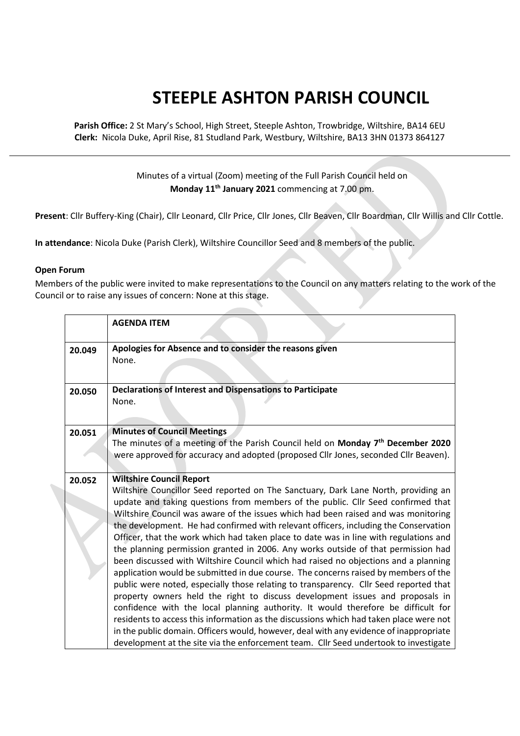# STEEPLE ASHTON PARISH COUNCIL

**Parish Office:** 2 St Mary's School, High Street, Steeple Ashton, Trowbridge, Wiltshire, BA14 6EU
**Clerk:** Nicola Duke, April Rise, 81 Studland Park, Westbury, Wiltshire, BA13 3HN 01373 864127

Minutes of a virtual (Zoom) meeting of the Full Parish Council held on **Monday 11th January 2021** commencing at 7.00 pm.

**Present**: Cllr Buffery-King (Chair), Cllr Leonard, Cllr Price, Cllr Jones, Cllr Beaven, Cllr Boardman, Cllr Willis and Cllr Cottle.

**In attendance**: Nicola Duke (Parish Clerk), Wiltshire Councillor Seed and 8 members of the public.

**Open Forum**

Members of the public were invited to make representations to the Council on any matters relating to the work of the Council or to raise any issues of concern: None at this stage.

| | **AGENDA ITEM** |
|---|---|
| 20.049 | **Apologies for Absence and to consider the reasons given**<br>None. |
| 20.050 | **Declarations of Interest and Dispensations to Participate**<br>None. |
| 20.051 | **Minutes of Council Meetings**<br>The minutes of a meeting of the Parish Council held on **Monday 7th December 2020** were approved for accuracy and adopted (proposed Cllr Jones, seconded Cllr Beaven). |
| 20.052 | **Wiltshire Council Report**<br>Wiltshire Councillor Seed reported on The Sanctuary, Dark Lane North, providing an update and taking questions from members of the public. Cllr Seed confirmed that Wiltshire Council was aware of the issues which had been raised and was monitoring the development. He had confirmed with relevant officers, including the Conservation Officer, that the work which had taken place to date was in line with regulations and the planning permission granted in 2006. Any works outside of that permission had been discussed with Wiltshire Council which had raised no objections and a planning application would be submitted in due course. The concerns raised by members of the public were noted, especially those relating to transparency. Cllr Seed reported that property owners held the right to discuss development issues and proposals in confidence with the local planning authority. It would therefore be difficult for residents to access this information as the discussions which had taken place were not in the public domain. Officers would, however, deal with any evidence of inappropriate development at the site via the enforcement team. Cllr Seed undertook to investigate |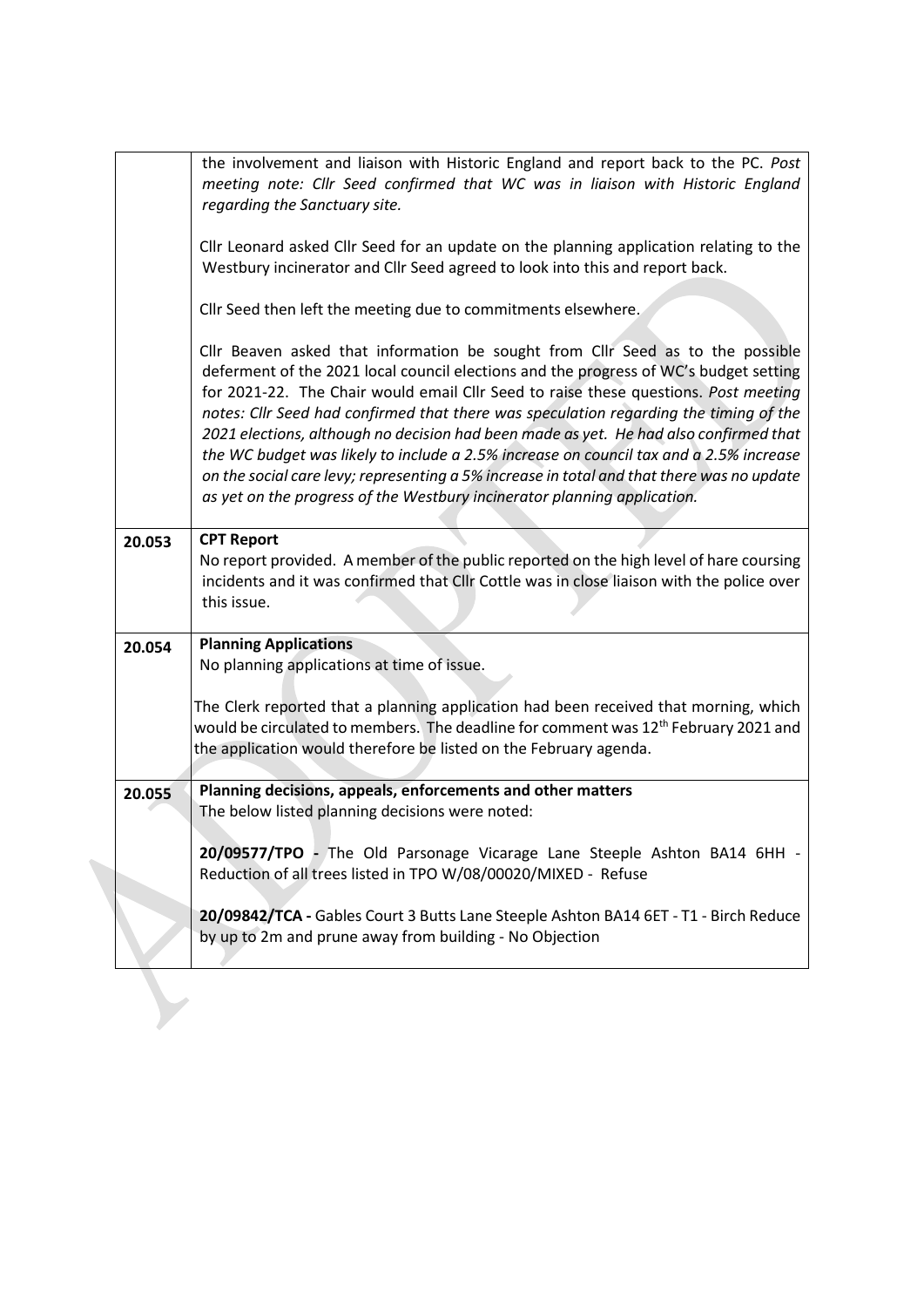| | |
|---|---|
| | the involvement and liaison with Historic England and report back to the PC. *Post meeting note: Cllr Seed confirmed that WC was in liaison with Historic England regarding the Sanctuary site.*<br><br>Cllr Leonard asked Cllr Seed for an update on the planning application relating to the Westbury incinerator and Cllr Seed agreed to look into this and report back.<br><br>Cllr Seed then left the meeting due to commitments elsewhere.<br><br>Cllr Beaven asked that information be sought from Cllr Seed as to the possible deferment of the 2021 local council elections and the progress of WC's budget setting for 2021-22. The Chair would email Cllr Seed to raise these questions. *Post meeting notes: Cllr Seed had confirmed that there was speculation regarding the timing of the 2021 elections, although no decision had been made as yet. He had also confirmed that the WC budget was likely to include a 2.5% increase on council tax and a 2.5% increase on the social care levy; representing a 5% increase in total and that there was no update as yet on the progress of the Westbury incinerator planning application.* |
| **20.053** | **CPT Report**<br>No report provided. A member of the public reported on the high level of hare coursing incidents and it was confirmed that Cllr Cottle was in close liaison with the police over this issue. |
| **20.054** | **Planning Applications**<br>No planning applications at time of issue.<br><br>The Clerk reported that a planning application had been received that morning, which would be circulated to members. The deadline for comment was 12th February 2021 and the application would therefore be listed on the February agenda. |
| **20.055** | **Planning decisions, appeals, enforcements and other matters**<br>The below listed planning decisions were noted:<br><br>**20/09577/TPO -** The Old Parsonage Vicarage Lane Steeple Ashton BA14 6HH - Reduction of all trees listed in TPO W/08/00020/MIXED - Refuse<br><br>**20/09842/TCA -** Gables Court 3 Butts Lane Steeple Ashton BA14 6ET - T1 - Birch Reduce by up to 2m and prune away from building - No Objection |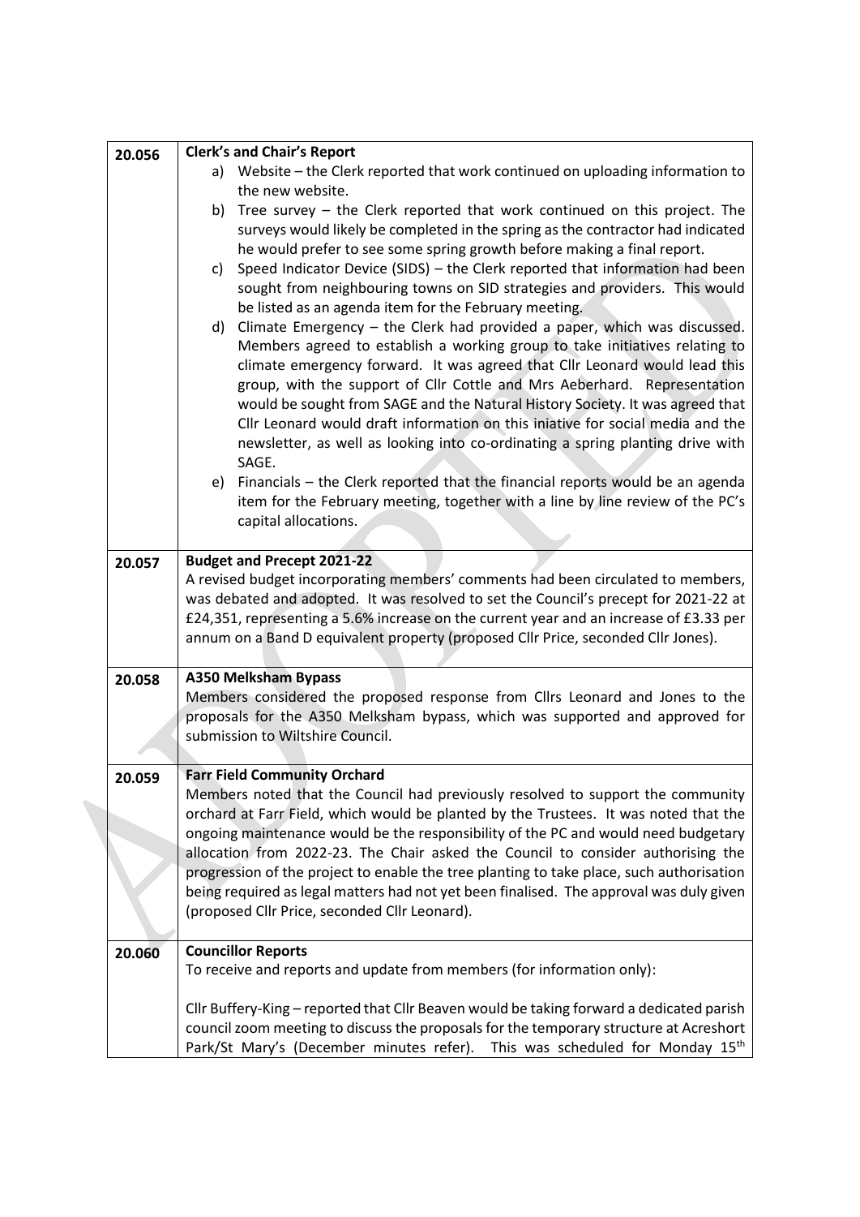| | |
|---|---|
| 20.056 | **Clerk's and Chair's Report**<br>a) Website – the Clerk reported that work continued on uploading information to the new website.<br>b) Tree survey – the Clerk reported that work continued on this project. The surveys would likely be completed in the spring as the contractor had indicated he would prefer to see some spring growth before making a final report.<br>c) Speed Indicator Device (SIDS) – the Clerk reported that information had been sought from neighbouring towns on SID strategies and providers. This would be listed as an agenda item for the February meeting.<br>d) Climate Emergency – the Clerk had provided a paper, which was discussed. Members agreed to establish a working group to take initiatives relating to climate emergency forward. It was agreed that Cllr Leonard would lead this group, with the support of Cllr Cottle and Mrs Aeberhard. Representation would be sought from SAGE and the Natural History Society. It was agreed that Cllr Leonard would draft information on this iniative for social media and the newsletter, as well as looking into co-ordinating a spring planting drive with SAGE.<br>e) Financials – the Clerk reported that the financial reports would be an agenda item for the February meeting, together with a line by line review of the PC's capital allocations. |
| 20.057 | **Budget and Precept 2021-22**<br>A revised budget incorporating members' comments had been circulated to members, was debated and adopted. It was resolved to set the Council's precept for 2021-22 at £24,351, representing a 5.6% increase on the current year and an increase of £3.33 per annum on a Band D equivalent property (proposed Cllr Price, seconded Cllr Jones). |
| 20.058 | **A350 Melksham Bypass**<br>Members considered the proposed response from Cllrs Leonard and Jones to the proposals for the A350 Melksham bypass, which was supported and approved for submission to Wiltshire Council. |
| 20.059 | **Farr Field Community Orchard**<br>Members noted that the Council had previously resolved to support the community orchard at Farr Field, which would be planted by the Trustees. It was noted that the ongoing maintenance would be the responsibility of the PC and would need budgetary allocation from 2022-23. The Chair asked the Council to consider authorising the progression of the project to enable the tree planting to take place, such authorisation being required as legal matters had not yet been finalised. The approval was duly given (proposed Cllr Price, seconded Cllr Leonard). |
| 20.060 | **Councillor Reports**<br>To receive and reports and update from members (for information only):<br><br>Cllr Buffery-King – reported that Cllr Beaven would be taking forward a dedicated parish council zoom meeting to discuss the proposals for the temporary structure at Acreshort Park/St Mary's (December minutes refer). This was scheduled for Monday 15th |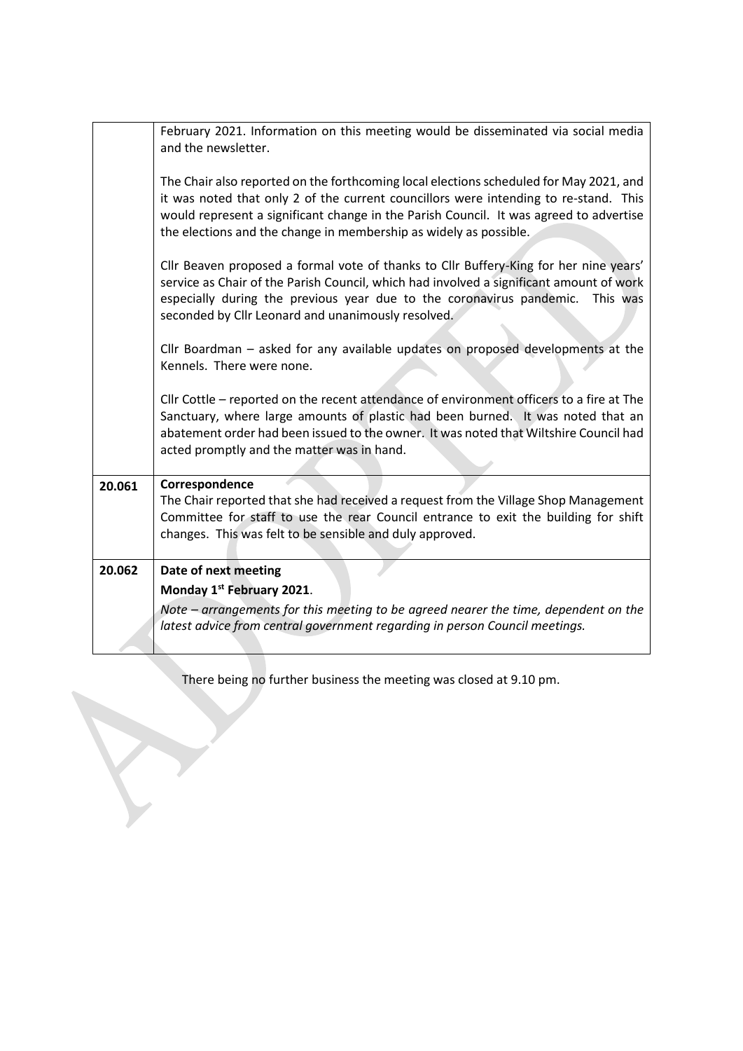| | |
|---|---|
| | February 2021. Information on this meeting would be disseminated via social media and the newsletter.<br><br>The Chair also reported on the forthcoming local elections scheduled for May 2021, and it was noted that only 2 of the current councillors were intending to re-stand. This would represent a significant change in the Parish Council. It was agreed to advertise the elections and the change in membership as widely as possible.<br><br>Cllr Beaven proposed a formal vote of thanks to Cllr Buffery-King for her nine years' service as Chair of the Parish Council, which had involved a significant amount of work especially during the previous year due to the coronavirus pandemic. This was seconded by Cllr Leonard and unanimously resolved.<br><br>Cllr Boardman – asked for any available updates on proposed developments at the Kennels. There were none.<br><br>Cllr Cottle – reported on the recent attendance of environment officers to a fire at The Sanctuary, where large amounts of plastic had been burned. It was noted that an abatement order had been issued to the owner. It was noted that Wiltshire Council had acted promptly and the matter was in hand. |
| 20.061 | **Correspondence**<br>The Chair reported that she had received a request from the Village Shop Management Committee for staff to use the rear Council entrance to exit the building for shift changes. This was felt to be sensible and duly approved. |
| 20.062 | **Date of next meeting**<br>**Monday 1st February 2021**.<br>*Note – arrangements for this meeting to be agreed nearer the time, dependent on the latest advice from central government regarding in person Council meetings.* |

There being no further business the meeting was closed at 9.10 pm.